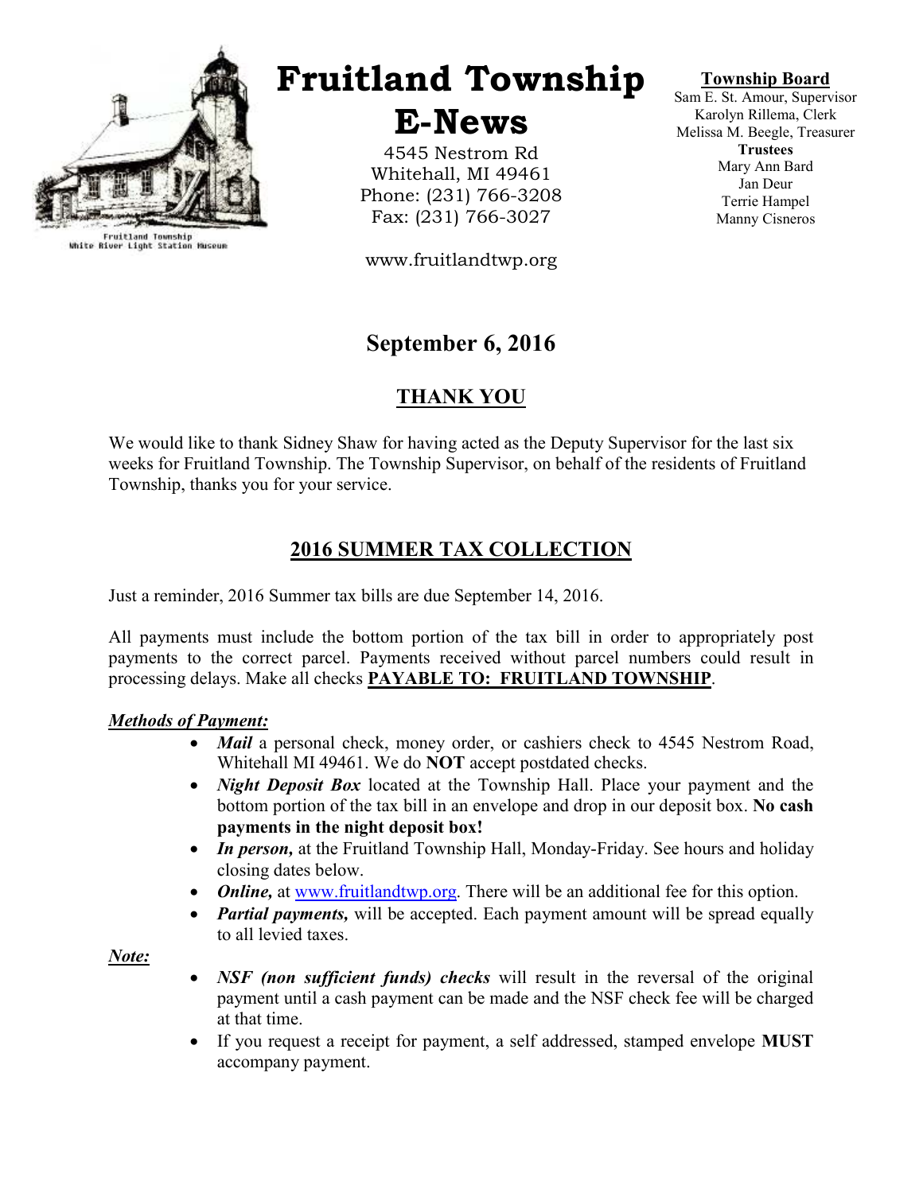Fruitland Township
White River Light Station Museum

# Fruitland Township E-News

4545 Nestrom Rd
Whitehall, MI 49461
Phone: (231) 766-3208
Fax: (231) 766-3027

www.fruitlandtwp.org

**Township Board**
Sam E. St. Amour, Supervisor
Karolyn Rillema, Clerk
Melissa M. Beegle, Treasurer
**Trustees**
Mary Ann Bard
Jan Deur
Terrie Hampel
Manny Cisneros

## September 6, 2016

## THANK YOU

We would like to thank Sidney Shaw for having acted as the Deputy Supervisor for the last six weeks for Fruitland Township. The Township Supervisor, on behalf of the residents of Fruitland Township, thanks you for your service.

## 2016 SUMMER TAX COLLECTION

Just a reminder, 2016 Summer tax bills are due September 14, 2016.

All payments must include the bottom portion of the tax bill in order to appropriately post payments to the correct parcel. Payments received without parcel numbers could result in processing delays. Make all checks **PAYABLE TO: FRUITLAND TOWNSHIP**.

***Methods of Payment:***

- ***Mail*** a personal check, money order, or cashiers check to 4545 Nestrom Road, Whitehall MI 49461. We do **NOT** accept postdated checks.
- ***Night Deposit Box*** located at the Township Hall. Place your payment and the bottom portion of the tax bill in an envelope and drop in our deposit box. **No cash payments in the night deposit box!**
- ***In person,*** at the Fruitland Township Hall, Monday-Friday. See hours and holiday closing dates below.
- ***Online,*** at www.fruitlandtwp.org. There will be an additional fee for this option.
- ***Partial payments,*** will be accepted. Each payment amount will be spread equally to all levied taxes.

***Note:***

- ***NSF (non sufficient funds) checks*** will result in the reversal of the original payment until a cash payment can be made and the NSF check fee will be charged at that time.
- If you request a receipt for payment, a self addressed, stamped envelope **MUST** accompany payment.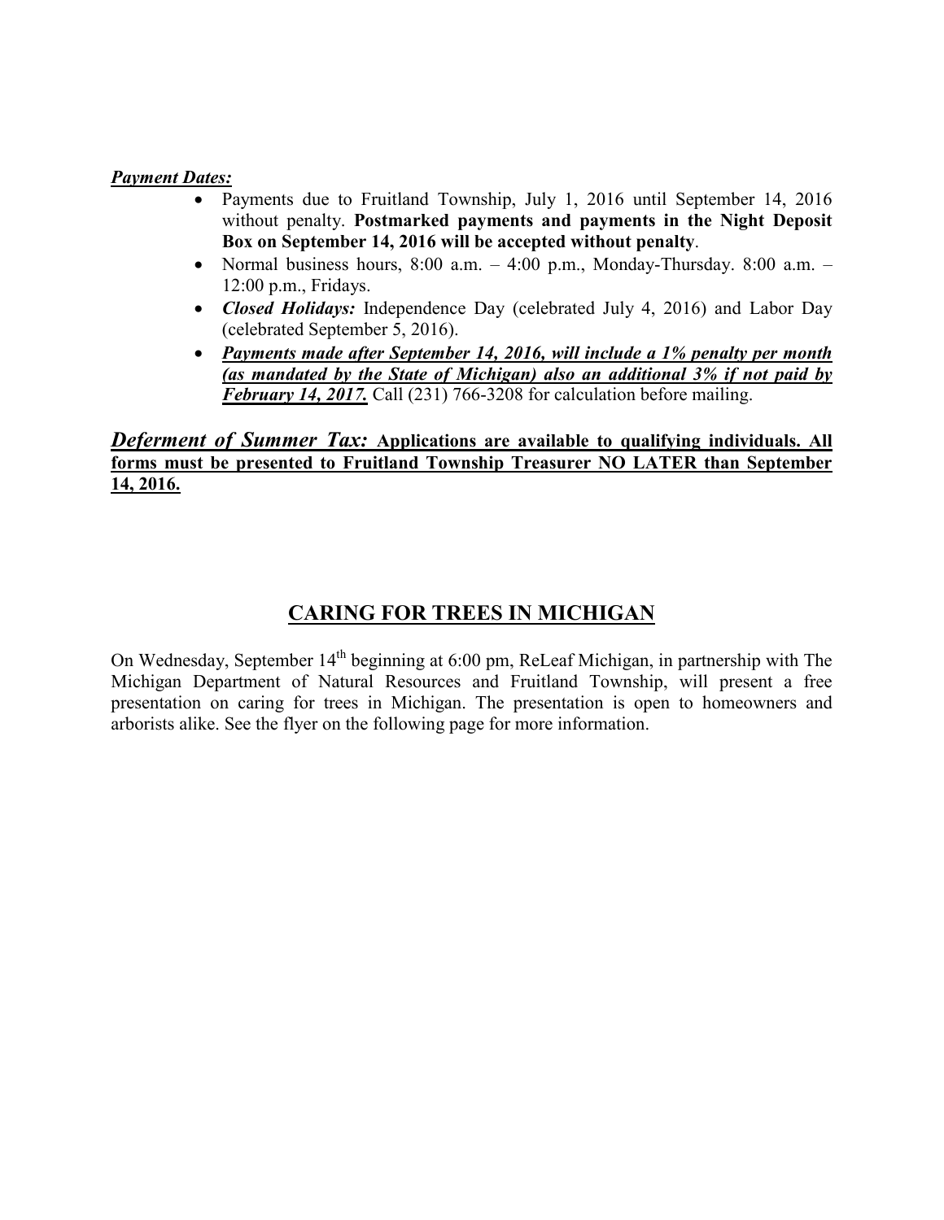***Payment Dates:***

- Payments due to Fruitland Township, July 1, 2016 until September 14, 2016 without penalty. **Postmarked payments and payments in the Night Deposit Box on September 14, 2016 will be accepted without penalty**.
- Normal business hours, 8:00 a.m. – 4:00 p.m., Monday-Thursday. 8:00 a.m. – 12:00 p.m., Fridays.
- ***Closed Holidays:*** Independence Day (celebrated July 4, 2016) and Labor Day (celebrated September 5, 2016).
- ***Payments made after September 14, 2016, will include a 1% penalty per month (as mandated by the State of Michigan) also an additional 3% if not paid by February 14, 2017.*** Call (231) 766-3208 for calculation before mailing.

***Deferment of Summer Tax:*** **Applications are available to qualifying individuals. All forms must be presented to Fruitland Township Treasurer NO LATER than September 14, 2016.**

## CARING FOR TREES IN MICHIGAN

On Wednesday, September 14th beginning at 6:00 pm, ReLeaf Michigan, in partnership with The Michigan Department of Natural Resources and Fruitland Township, will present a free presentation on caring for trees in Michigan. The presentation is open to homeowners and arborists alike. See the flyer on the following page for more information.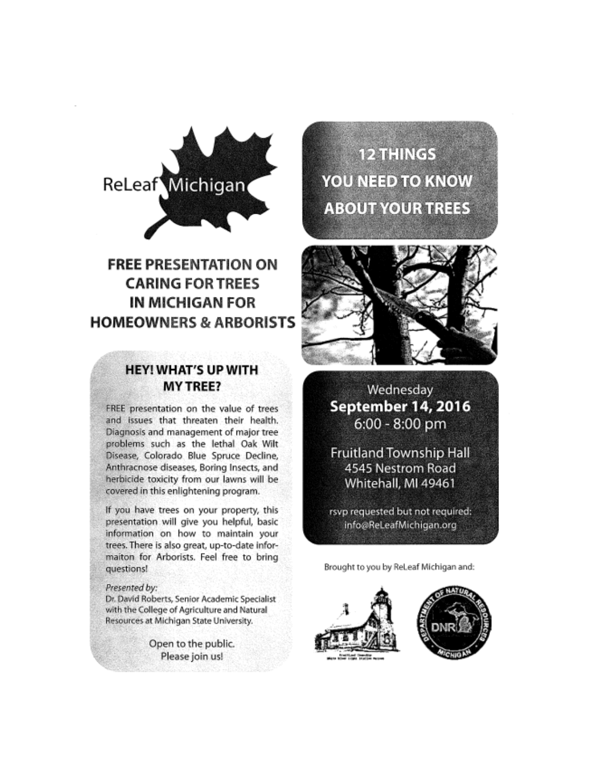ReLeaf Michigan

# 12 THINGS YOU NEED TO KNOW ABOUT YOUR TREES

## FREE PRESENTATION ON CARING FOR TREES IN MICHIGAN FOR HOMEOWNERS & ARBORISTS

### HEY! WHAT'S UP WITH MY TREE?

FREE presentation on the value of trees and issues that threaten their health. Diagnosis and management of major tree problems such as the lethal Oak Wilt Disease, Colorado Blue Spruce Decline, Anthracnose diseases, Boring Insects, and herbicide toxicity from our lawns will be covered in this enlightening program.

If you have trees on your property, this presentation will give you helpful, basic information on how to maintain your trees. There is also great, up-to-date infor-maiton for Arborists. Feel free to bring questions!

*Presented by:*
Dr. David Roberts, Senior Academic Specialist with the College of Agriculture and Natural Resources at Michigan State University.

Open to the public.
Please join us!

Wednesday
**September 14, 2016**
6:00 - 8:00 pm

Fruitland Township Hall
4545 Nestrom Road
Whitehall, MI 49461

rsvp requested but not required:
info@ReLeafMichigan.org

Brought to you by ReLeaf Michigan and: